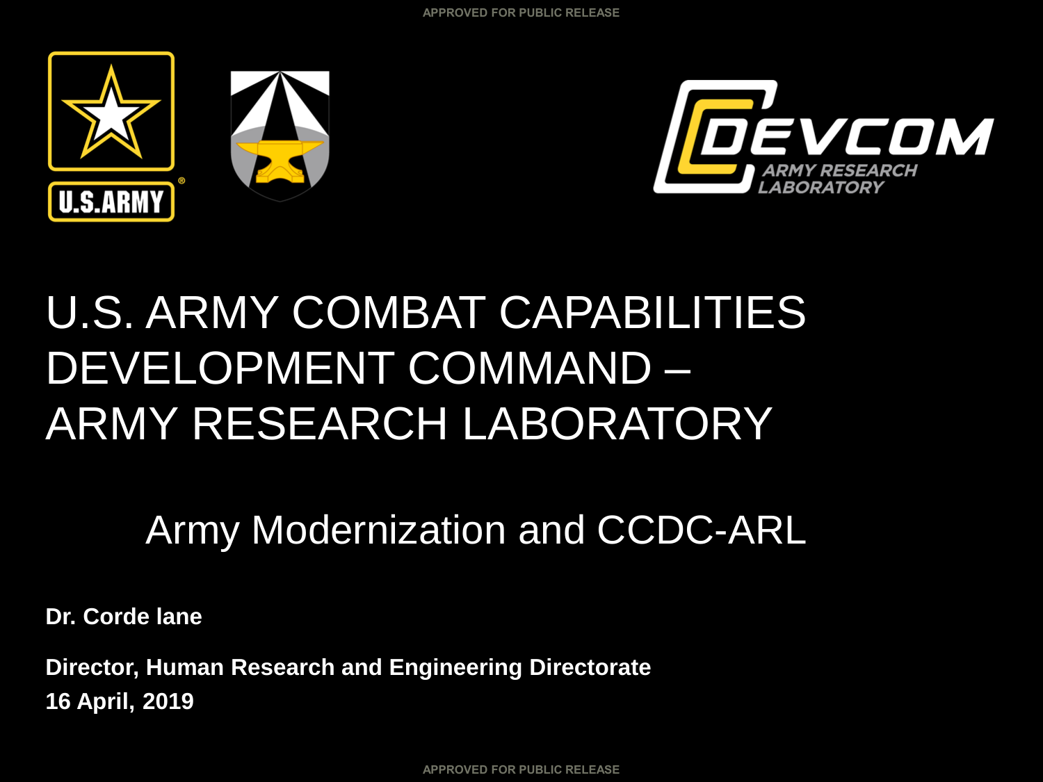# U.S. ARMY COMBAT CAPABILITIES DEVELOPMENT COMMAND – ARMY RESEARCH LABORATORY

## Army Modernization and CCDC-ARL

**Dr. Corde lane**

**Director, Human Research and Engineering Directorate**
**16 April, 2019**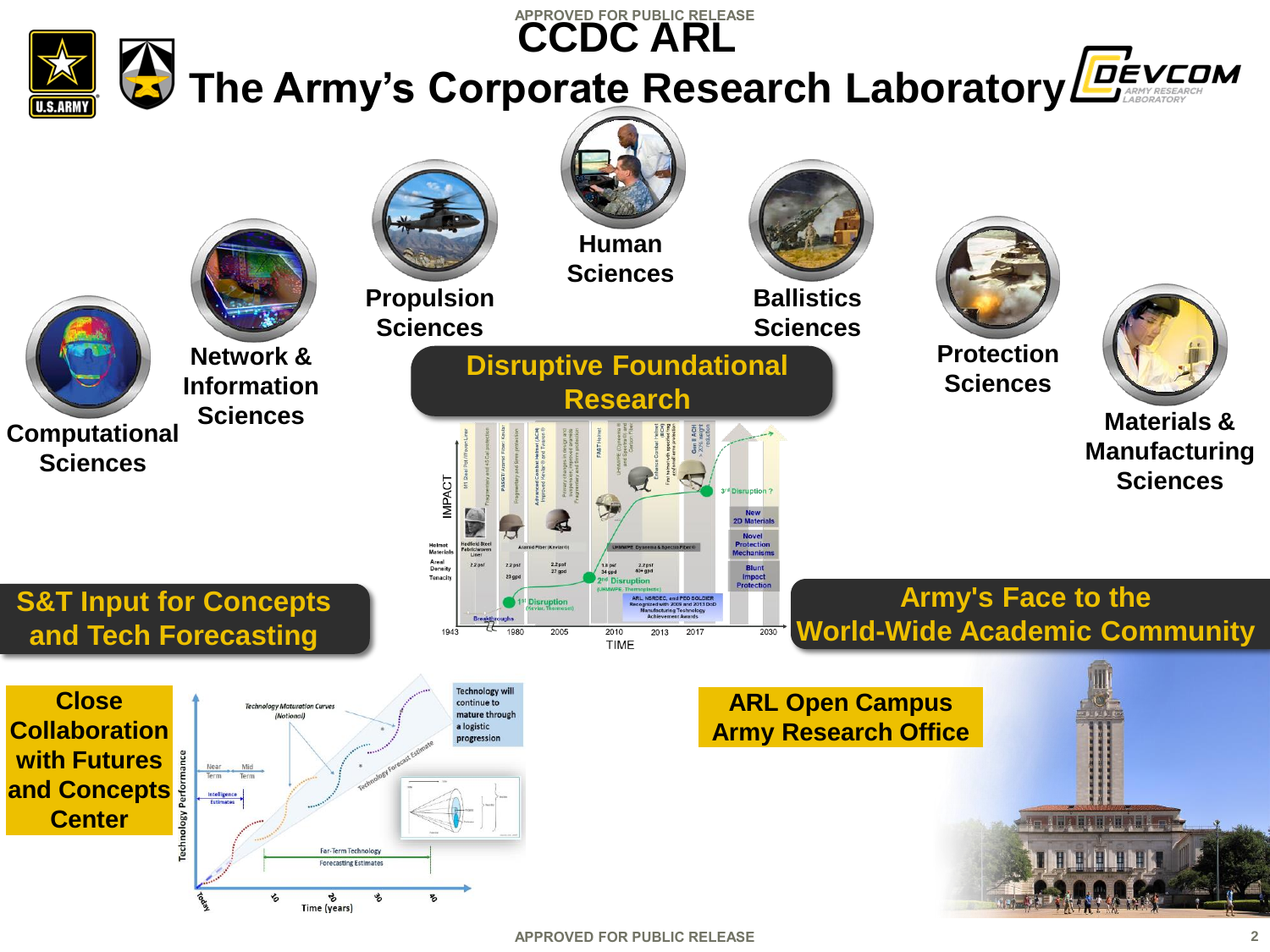# CCDC ARL

## The Army's Corporate Research Laboratory

- Computational Sciences
- Network & Information Sciences
- Propulsion Sciences
- Human Sciences
- Ballistics Sciences
- Protection Sciences
- Materials & Manufacturing Sciences

### Disruptive Foundational Research

### S&T Input for Concepts and Tech Forecasting

**Close Collaboration with Futures and Concepts Center**

### Army's Face to the World-Wide Academic Community

**ARL Open Campus**
**Army Research Office**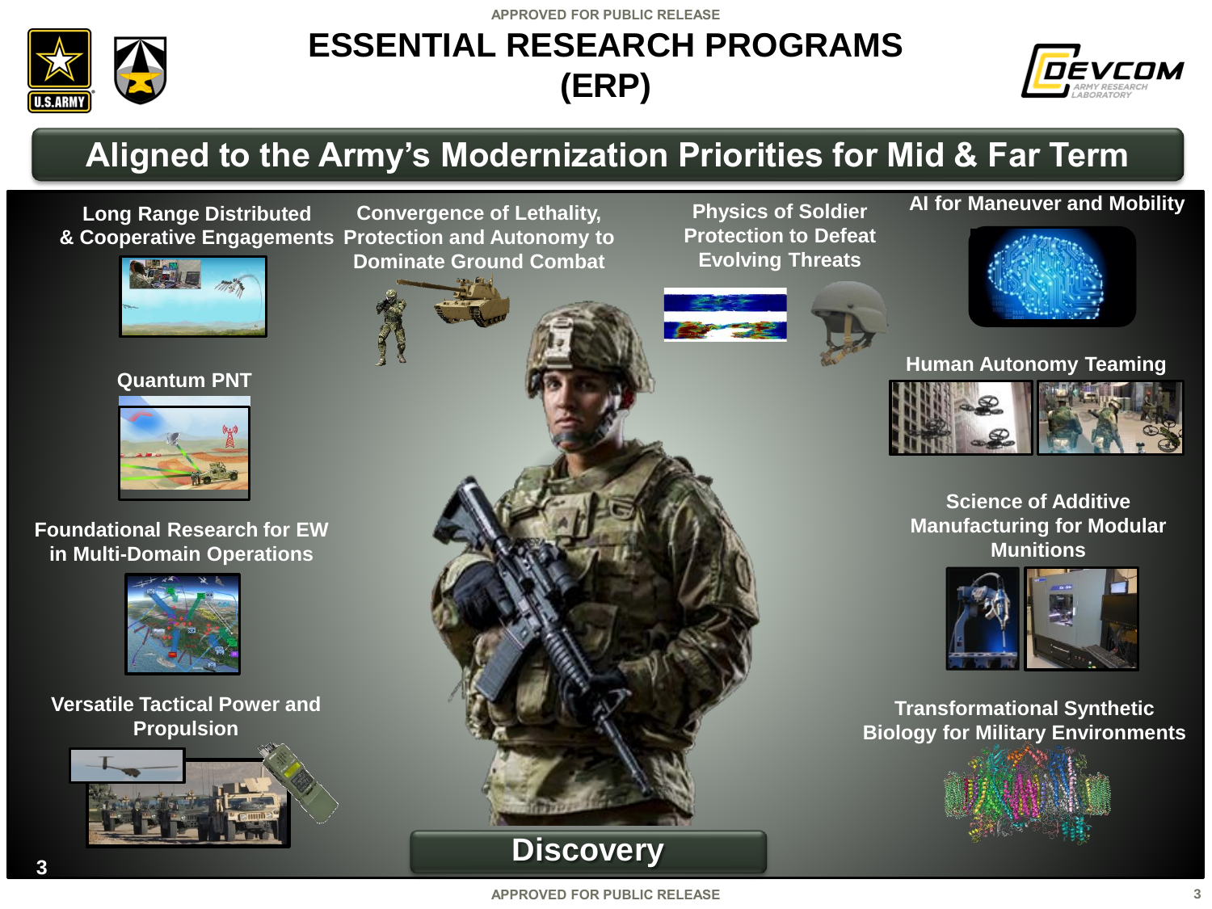# ESSENTIAL RESEARCH PROGRAMS (ERP)

## Aligned to the Army's Modernization Priorities for Mid & Far Term

- Long Range Distributed & Cooperative Engagements
- Convergence of Lethality, Protection and Autonomy to Dominate Ground Combat
- Physics of Soldier Protection to Defeat Evolving Threats
- AI for Maneuver and Mobility
- Quantum PNT
- Human Autonomy Teaming
- Foundational Research for EW in Multi-Domain Operations
- Science of Additive Manufacturing for Modular Munitions
- Versatile Tactical Power and Propulsion
- Transformational Synthetic Biology for Military Environments

**Discovery**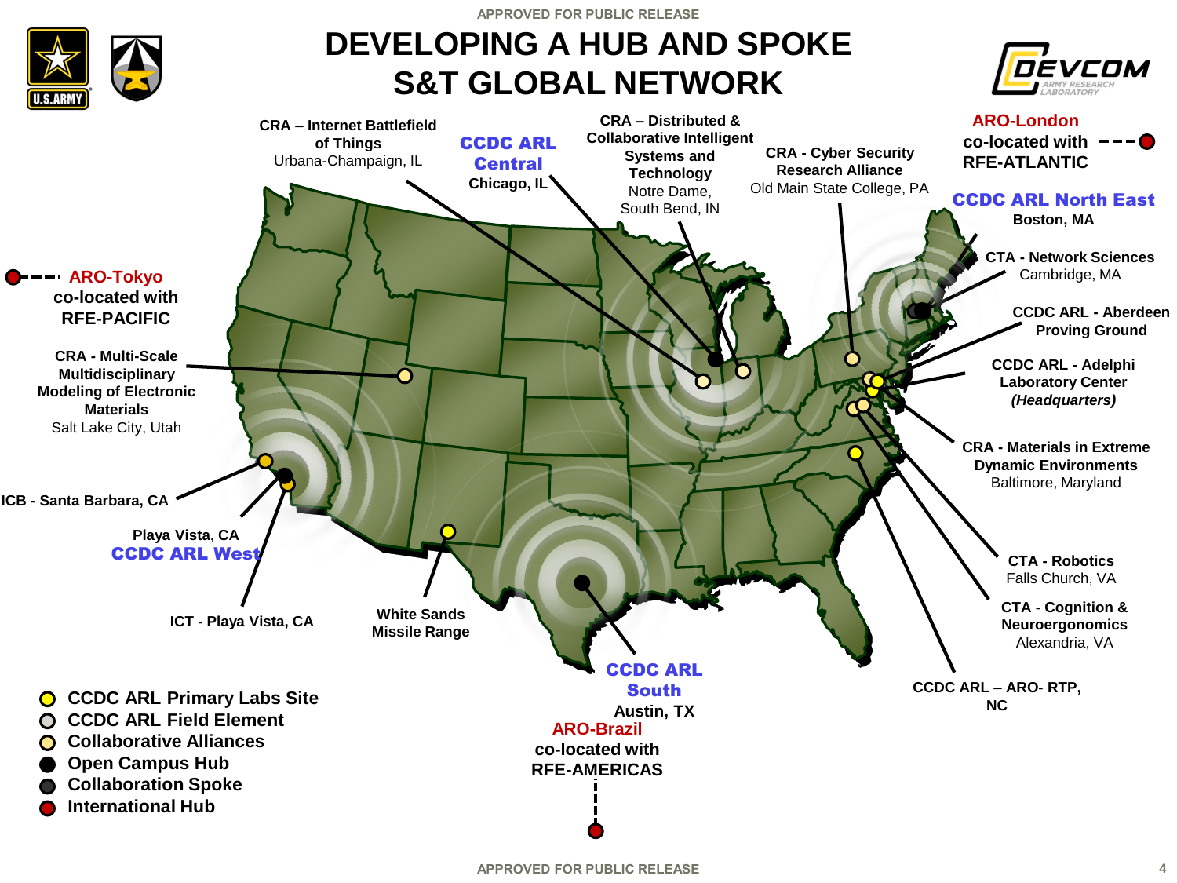# DEVELOPING A HUB AND SPOKE S&T GLOBAL NETWORK

CRA – Internet Battlefield of Things
Urbana-Champaign, IL

**CCDC ARL Central**
Chicago, IL

CRA – Distributed & Collaborative Intelligent Systems and Technology
Notre Dame, South Bend, IN

CRA - Cyber Security Research Alliance
Old Main State College, PA

**ARO-London**
co-located with RFE-ATLANTIC

**CCDC ARL North East**
Boston, MA

CTA - Network Sciences
Cambridge, MA

CCDC ARL - Aberdeen Proving Ground

CCDC ARL - Adelphi Laboratory Center
*(Headquarters)*

CRA - Materials in Extreme Dynamic Environments
Baltimore, Maryland

CTA - Robotics
Falls Church, VA

CTA - Cognition & Neuroergonomics
Alexandria, VA

CCDC ARL – ARO- RTP, NC

**ARO-Tokyo**
co-located with RFE-PACIFIC

CRA - Multi-Scale Multidisciplinary Modeling of Electronic Materials
Salt Lake City, Utah

ICB - Santa Barbara, CA

Playa Vista, CA
**CCDC ARL West**

ICT - Playa Vista, CA

White Sands Missile Range

**CCDC ARL South**
Austin, TX

**ARO-Brazil**
co-located with RFE-AMERICAS

- CCDC ARL Primary Labs Site
- CCDC ARL Field Element
- Collaborative Alliances
- Open Campus Hub
- Collaboration Spoke
- International Hub